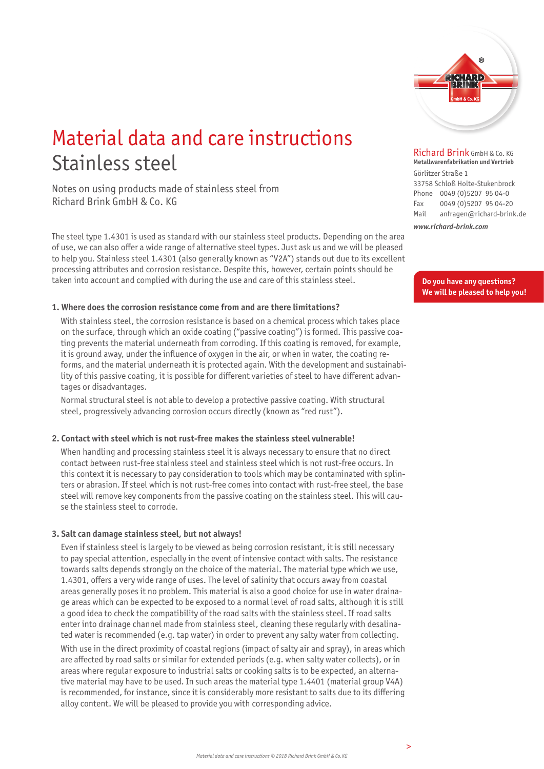# Material data and care instructions
# Stainless steel

Notes on using products made of stainless steel from Richard Brink GmbH & Co. KG

**Richard Brink** GmbH & Co. KG
**Metallwarenfabrikation und Vertrieb**
Görlitzer Straße 1
33758 Schloß Holte-Stukenbrock
Phone 0049 (0)5207 95 04-0
Fax 0049 (0)5207 95 04-20
Mail anfragen@richard-brink.de
*www.richard-brink.com*

**Do you have any questions? We will be pleased to help you!**

The steel type 1.4301 is used as standard with our stainless steel products. Depending on the area of use, we can also offer a wide range of alternative steel types. Just ask us and we will be pleased to help you. Stainless steel 1.4301 (also generally known as "V2A") stands out due to its excellent processing attributes and corrosion resistance. Despite this, however, certain points should be taken into account and complied with during the use and care of this stainless steel.

### 1. Where does the corrosion resistance come from and are there limitations?

With stainless steel, the corrosion resistance is based on a chemical process which takes place on the surface, through which an oxide coating ("passive coating") is formed. This passive coating prevents the material underneath from corroding. If this coating is removed, for example, it is ground away, under the influence of oxygen in the air, or when in water, the coating reforms, and the material underneath it is protected again. With the development and sustainability of this passive coating, it is possible for different varieties of steel to have different advantages or disadvantages.

Normal structural steel is not able to develop a protective passive coating. With structural steel, progressively advancing corrosion occurs directly (known as "red rust").

### 2. Contact with steel which is not rust-free makes the stainless steel vulnerable!

When handling and processing stainless steel it is always necessary to ensure that no direct contact between rust-free stainless steel and stainless steel which is not rust-free occurs. In this context it is necessary to pay consideration to tools which may be contaminated with splinters or abrasion. If steel which is not rust-free comes into contact with rust-free steel, the base steel will remove key components from the passive coating on the stainless steel. This will cause the stainless steel to corrode.

### 3. Salt can damage stainless steel, but not always!

Even if stainless steel is largely to be viewed as being corrosion resistant, it is still necessary to pay special attention, especially in the event of intensive contact with salts. The resistance towards salts depends strongly on the choice of the material. The material type which we use, 1.4301, offers a very wide range of uses. The level of salinity that occurs away from coastal areas generally poses it no problem. This material is also a good choice for use in water drainage areas which can be expected to be exposed to a normal level of road salts, although it is still a good idea to check the compatibility of the road salts with the stainless steel. If road salts enter into drainage channel made from stainless steel, cleaning these regularly with desalinated water is recommended (e.g. tap water) in order to prevent any salty water from collecting.

With use in the direct proximity of coastal regions (impact of salty air and spray), in areas which are affected by road salts or similar for extended periods (e.g. when salty water collects), or in areas where regular exposure to industrial salts or cooking salts is to be expected, an alternative material may have to be used. In such areas the material type 1.4401 (material group V4A) is recommended, for instance, since it is considerably more resistant to salts due to its differing alloy content. We will be pleased to provide you with corresponding advice.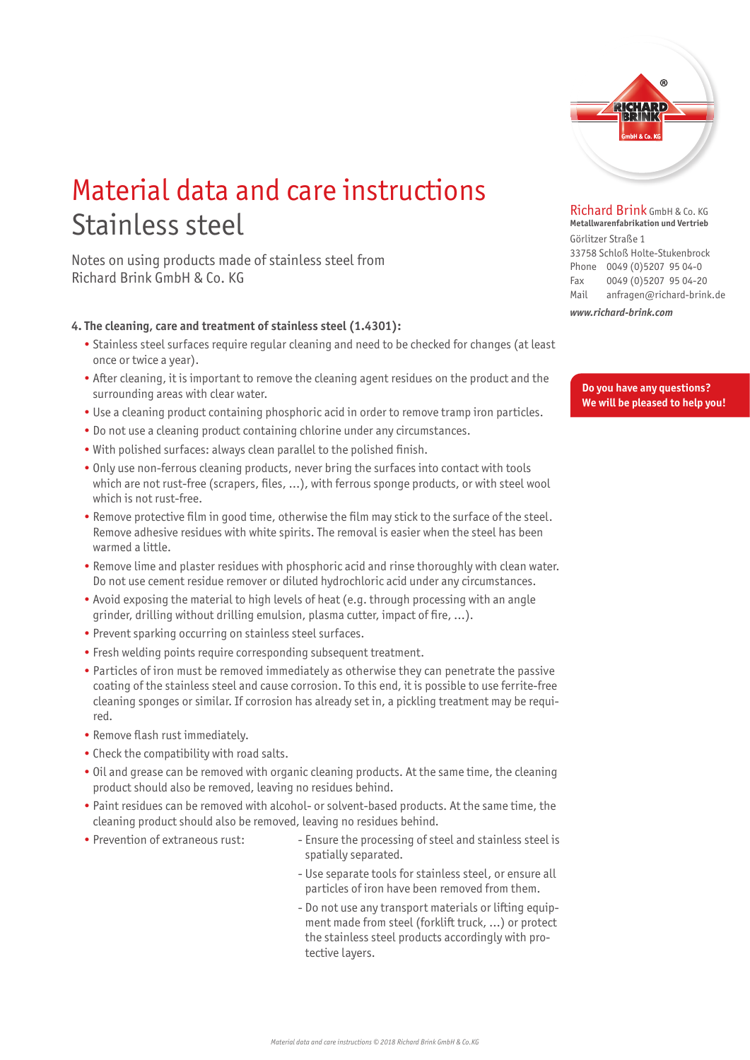# Material data and care instructions
# Stainless steel

Notes on using products made of stainless steel from
Richard Brink GmbH & Co. KG

Richard Brink GmbH & Co. KG
**Metallwarenfabrikation und Vertrieb**
Görlitzer Straße 1
33758 Schloß Holte-Stukenbrock
Phone 0049 (0)5207 95 04-0
Fax 0049 (0)5207 95 04-20
Mail anfragen@richard-brink.de
***www.richard-brink.com***

**Do you have any questions?
We will be pleased to help you!**

**4. The cleaning, care and treatment of stainless steel (1.4301):**

- Stainless steel surfaces require regular cleaning and need to be checked for changes (at least once or twice a year).
- After cleaning, it is important to remove the cleaning agent residues on the product and the surrounding areas with clear water.
- Use a cleaning product containing phosphoric acid in order to remove tramp iron particles.
- Do not use a cleaning product containing chlorine under any circumstances.
- With polished surfaces: always clean parallel to the polished finish.
- Only use non-ferrous cleaning products, never bring the surfaces into contact with tools which are not rust-free (scrapers, files, ...), with ferrous sponge products, or with steel wool which is not rust-free.
- Remove protective film in good time, otherwise the film may stick to the surface of the steel. Remove adhesive residues with white spirits. The removal is easier when the steel has been warmed a little.
- Remove lime and plaster residues with phosphoric acid and rinse thoroughly with clean water. Do not use cement residue remover or diluted hydrochloric acid under any circumstances.
- Avoid exposing the material to high levels of heat (e.g. through processing with an angle grinder, drilling without drilling emulsion, plasma cutter, impact of fire, ...).
- Prevent sparking occurring on stainless steel surfaces.
- Fresh welding points require corresponding subsequent treatment.
- Particles of iron must be removed immediately as otherwise they can penetrate the passive coating of the stainless steel and cause corrosion. To this end, it is possible to use ferrite-free cleaning sponges or similar. If corrosion has already set in, a pickling treatment may be required.
- Remove flash rust immediately.
- Check the compatibility with road salts.
- Oil and grease can be removed with organic cleaning products. At the same time, the cleaning product should also be removed, leaving no residues behind.
- Paint residues can be removed with alcohol- or solvent-based products. At the same time, the cleaning product should also be removed, leaving no residues behind.
- Prevention of extraneous rust:
  - Ensure the processing of steel and stainless steel is spatially separated.
  - Use separate tools for stainless steel, or ensure all particles of iron have been removed from them.
  - Do not use any transport materials or lifting equipment made from steel (forklift truck, ...) or protect the stainless steel products accordingly with protective layers.